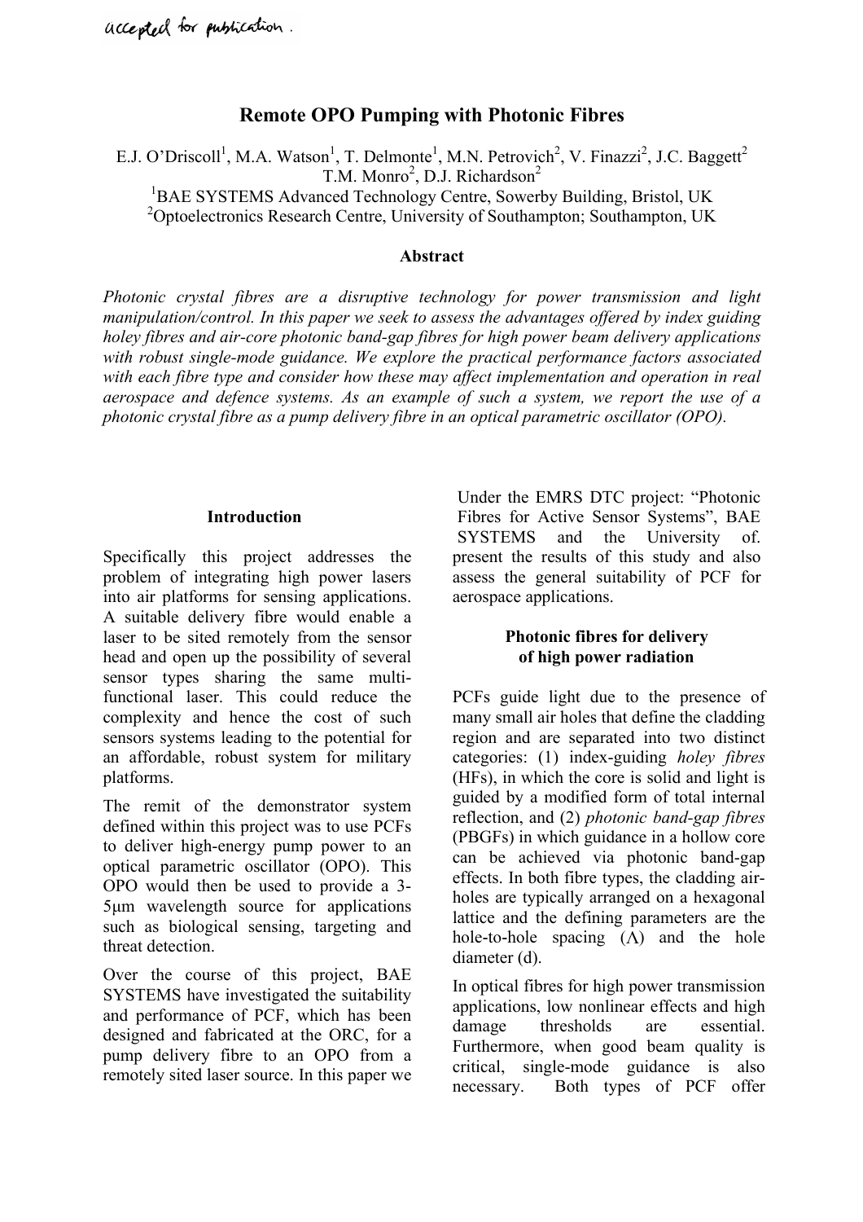accepted for publication.

# Remote OPO Pumping with Photonic Fibres

E.J. O'Driscoll[1], M.A. Watson[1], T. Delmonte[1], M.N. Petrovich[2], V. Finazzi[2], J.C. Baggett[2] T.M. Monro[2], D.J. Richardson[2]

[1]BAE SYSTEMS Advanced Technology Centre, Sowerby Building, Bristol, UK

[2]Optoelectronics Research Centre, University of Southampton; Southampton, UK

### Abstract

*Photonic crystal fibres are a disruptive technology for power transmission and light manipulation/control. In this paper we seek to assess the advantages offered by index guiding holey fibres and air-core photonic band-gap fibres for high power beam delivery applications with robust single-mode guidance. We explore the practical performance factors associated with each fibre type and consider how these may affect implementation and operation in real aerospace and defence systems. As an example of such a system, we report the use of a photonic crystal fibre as a pump delivery fibre in an optical parametric oscillator (OPO).*

## Introduction

Specifically this project addresses the problem of integrating high power lasers into air platforms for sensing applications. A suitable delivery fibre would enable a laser to be sited remotely from the sensor head and open up the possibility of several sensor types sharing the same multi-functional laser. This could reduce the complexity and hence the cost of such sensors systems leading to the potential for an affordable, robust system for military platforms.

The remit of the demonstrator system defined within this project was to use PCFs to deliver high-energy pump power to an optical parametric oscillator (OPO). This OPO would then be used to provide a 3-5µm wavelength source for applications such as biological sensing, targeting and threat detection.

Over the course of this project, BAE SYSTEMS have investigated the suitability and performance of PCF, which has been designed and fabricated at the ORC, for a pump delivery fibre to an OPO from a remotely sited laser source. In this paper we present the results of this study and also assess the general suitability of PCF for aerospace applications.

Under the EMRS DTC project: "Photonic Fibres for Active Sensor Systems", BAE SYSTEMS and the University of.

## Photonic fibres for delivery of high power radiation

PCFs guide light due to the presence of many small air holes that define the cladding region and are separated into two distinct categories: (1) index-guiding *holey fibres* (HFs), in which the core is solid and light is guided by a modified form of total internal reflection, and (2) *photonic band-gap fibres* (PBGFs) in which guidance in a hollow core can be achieved via photonic band-gap effects. In both fibre types, the cladding air-holes are typically arranged on a hexagonal lattice and the defining parameters are the hole-to-hole spacing ($\Lambda$) and the hole diameter (d).

In optical fibres for high power transmission applications, low nonlinear effects and high damage thresholds are essential. Furthermore, when good beam quality is critical, single-mode guidance is also necessary. Both types of PCF offer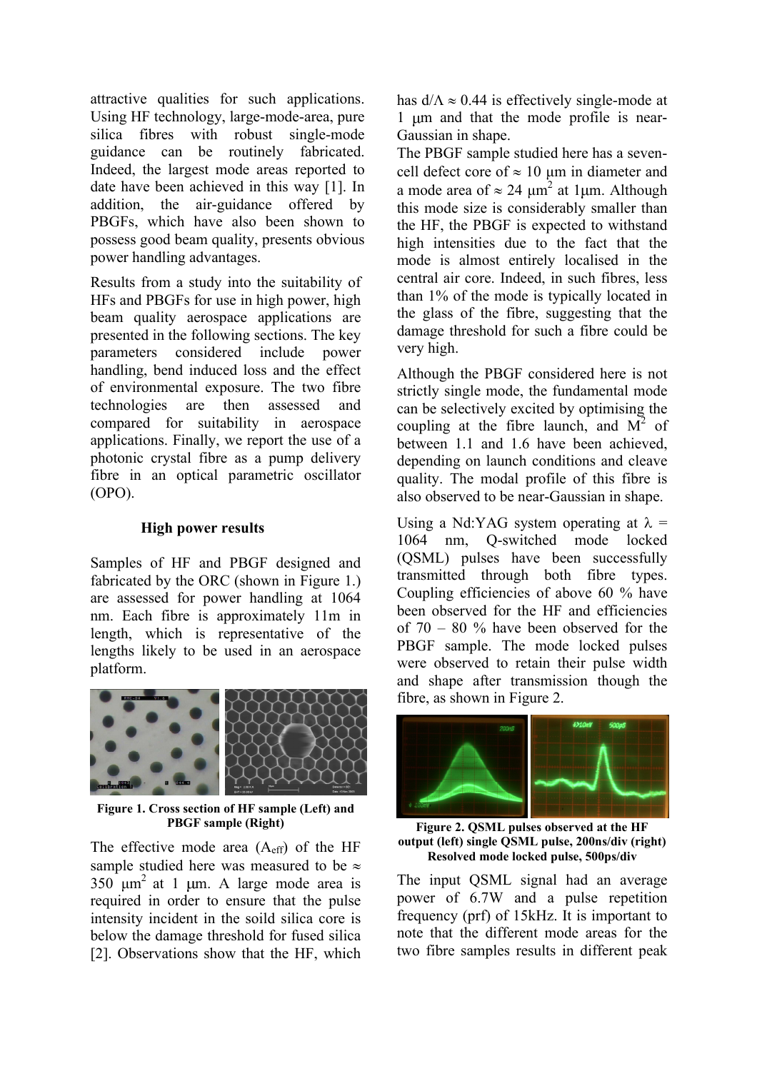attractive qualities for such applications. Using HF technology, large-mode-area, pure silica fibres with robust single-mode guidance can be routinely fabricated. Indeed, the largest mode areas reported to date have been achieved in this way [1]. In addition, the air-guidance offered by PBGFs, which have also been shown to possess good beam quality, presents obvious power handling advantages.

Results from a study into the suitability of HFs and PBGFs for use in high power, high beam quality aerospace applications are presented in the following sections. The key parameters considered include power handling, bend induced loss and the effect of environmental exposure. The two fibre technologies are then assessed and compared for suitability in aerospace applications. Finally, we report the use of a photonic crystal fibre as a pump delivery fibre in an optical parametric oscillator (OPO).

### High power results

Samples of HF and PBGF designed and fabricated by the ORC (shown in Figure 1.) are assessed for power handling at 1064 nm. Each fibre is approximately 11m in length, which is representative of the lengths likely to be used in an aerospace platform.

**Figure 1. Cross section of HF sample (Left) and PBGF sample (Right)**

The effective mode area ($A_{eff}$) of the HF sample studied here was measured to be ≈ 350 μm$^2$ at 1 μm. A large mode area is required in order to ensure that the pulse intensity incident in the soild silica core is below the damage threshold for fused silica [2]. Observations show that the HF, which has d/Λ ≈ 0.44 is effectively single-mode at 1 μm and that the mode profile is near-Gaussian in shape.

The PBGF sample studied here has a seven-cell defect core of ≈ 10 μm in diameter and a mode area of ≈ 24 μm$^2$ at 1μm. Although this mode size is considerably smaller than the HF, the PBGF is expected to withstand high intensities due to the fact that the mode is almost entirely localised in the central air core. Indeed, in such fibres, less than 1% of the mode is typically located in the glass of the fibre, suggesting that the damage threshold for such a fibre could be very high.

Although the PBGF considered here is not strictly single mode, the fundamental mode can be selectively excited by optimising the coupling at the fibre launch, and M$^2$ of between 1.1 and 1.6 have been achieved, depending on launch conditions and cleave quality. The modal profile of this fibre is also observed to be near-Gaussian in shape.

Using a Nd:YAG system operating at λ = 1064 nm, Q-switched mode locked (QSML) pulses have been successfully transmitted through both fibre types. Coupling efficiencies of above 60 % have been observed for the HF and efficiencies of 70 – 80 % have been observed for the PBGF sample. The mode locked pulses were observed to retain their pulse width and shape after transmission though the fibre, as shown in Figure 2.

**Figure 2. QSML pulses observed at the HF output (left) single QSML pulse, 200ns/div (right) Resolved mode locked pulse, 500ps/div**

The input QSML signal had an average power of 6.7W and a pulse repetition frequency (prf) of 15kHz. It is important to note that the different mode areas for the two fibre samples results in different peak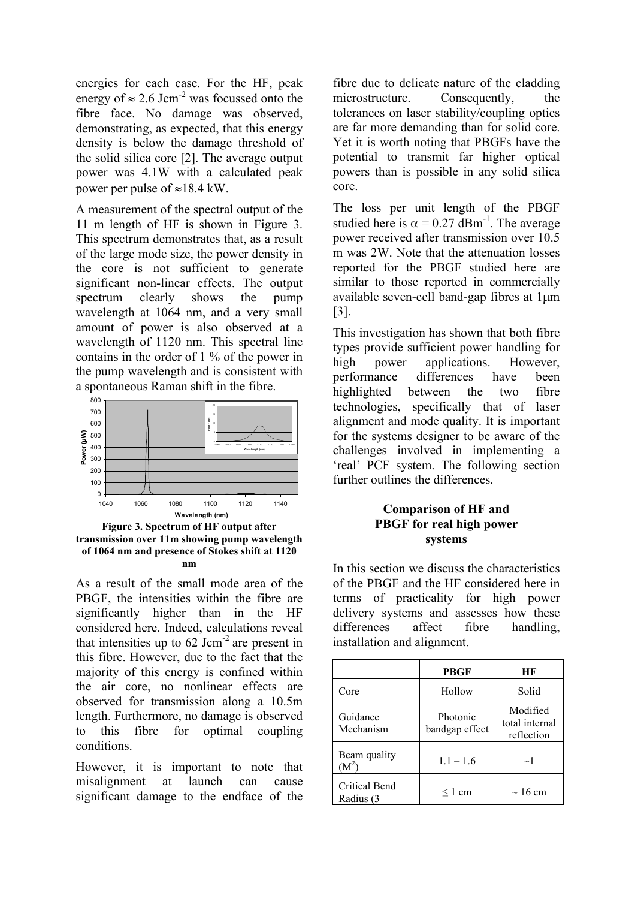energies for each case. For the HF, peak energy of $\approx 2.6$ $Jcm^{-2}$ was focussed onto the fibre face. No damage was observed, demonstrating, as expected, that this energy density is below the damage threshold of the solid silica core [2]. The average output power was 4.1W with a calculated peak power per pulse of $\approx$18.4 kW.

A measurement of the spectral output of the 11 m length of HF is shown in Figure 3. This spectrum demonstrates that, as a result of the large mode size, the power density in the core is not sufficient to generate significant non-linear effects. The output spectrum clearly shows the pump wavelength at 1064 nm, and a very small amount of power is also observed at a wavelength of 1120 nm. This spectral line contains in the order of 1 % of the power in the pump wavelength and is consistent with a spontaneous Raman shift in the fibre.

**Figure 3. Spectrum of HF output after transmission over 11m showing pump wavelength of 1064 nm and presence of Stokes shift at 1120 nm**

As a result of the small mode area of the PBGF, the intensities within the fibre are significantly higher than in the HF considered here. Indeed, calculations reveal that intensities up to 62 $Jcm^{-2}$ are present in this fibre. However, due to the fact that the majority of this energy is confined within the air core, no nonlinear effects are observed for transmission along a 10.5m length. Furthermore, no damage is observed to this fibre for optimal coupling conditions.

However, it is important to note that misalignment at launch can cause significant damage to the endface of the fibre due to delicate nature of the cladding microstructure. Consequently, the tolerances on laser stability/coupling optics are far more demanding than for solid core. Yet it is worth noting that PBGFs have the potential to transmit far higher optical powers than is possible in any solid silica core.

The loss per unit length of the PBGF studied here is $\alpha = 0.27$ $dBm^{-1}$. The average power received after transmission over 10.5 m was 2W. Note that the attenuation losses reported for the PBGF studied here are similar to those reported in commercially available seven-cell band-gap fibres at 1μm [3].

This investigation has shown that both fibre types provide sufficient power handling for high power applications. However, performance differences have been highlighted between the two fibre technologies, specifically that of laser alignment and mode quality. It is important for the systems designer to be aware of the challenges involved in implementing a 'real' PCF system. The following section further outlines the differences.

## Comparison of HF and PBGF for real high power systems

In this section we discuss the characteristics of the PBGF and the HF considered here in terms of practicality for high power delivery systems and assesses how these differences affect fibre handling, installation and alignment.

| | PBGF | HF |
|---|---|---|
| Core | Hollow | Solid |
| Guidance Mechanism | Photonic bandgap effect | Modified total internal reflection |
| Beam quality ($M^2$) | 1.1 – 1.6 | ~1 |
| Critical Bend Radius (3 | ≤ 1 cm | ~ 16 cm |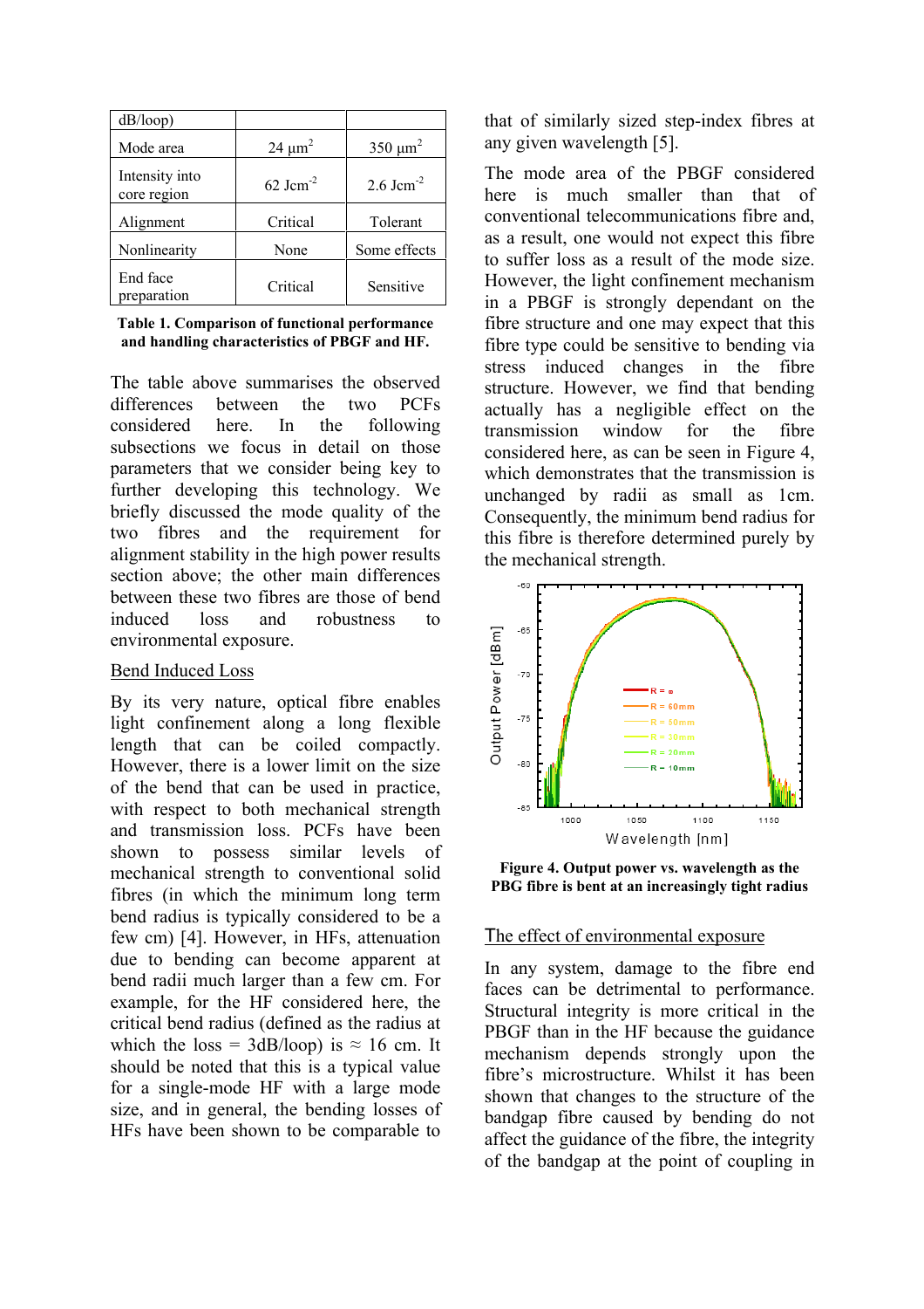| dB/loop) | | |
| --- | --- | --- |
| Mode area | 24 $\mu m^2$ | 350 $\mu m^2$ |
| Intensity into core region | 62 $Jcm^{-2}$ | 2.6 $Jcm^{-2}$ |
| Alignment | Critical | Tolerant |
| Nonlinearity | None | Some effects |
| End face preparation | Critical | Sensitive |

**Table 1. Comparison of functional performance and handling characteristics of PBGF and HF.**

The table above summarises the observed differences between the two PCFs considered here. In the following subsections we focus in detail on those parameters that we consider being key to further developing this technology. We briefly discussed the mode quality of the two fibres and the requirement for alignment stability in the high power results section above; the other main differences between these two fibres are those of bend induced loss and robustness to environmental exposure.

## Bend Induced Loss

By its very nature, optical fibre enables light confinement along a long flexible length that can be coiled compactly. However, there is a lower limit on the size of the bend that can be used in practice, with respect to both mechanical strength and transmission loss. PCFs have been shown to possess similar levels of mechanical strength to conventional solid fibres (in which the minimum long term bend radius is typically considered to be a few cm) [4]. However, in HFs, attenuation due to bending can become apparent at bend radii much larger than a few cm. For example, for the HF considered here, the critical bend radius (defined as the radius at which the loss = 3dB/loop) is ≈ 16 cm. It should be noted that this is a typical value for a single-mode HF with a large mode size, and in general, the bending losses of HFs have been shown to be comparable to that of similarly sized step-index fibres at any given wavelength [5].

The mode area of the PBGF considered here is much smaller than that of conventional telecommunications fibre and, as a result, one would not expect this fibre to suffer loss as a result of the mode size. However, the light confinement mechanism in a PBGF is strongly dependant on the fibre structure and one may expect that this fibre type could be sensitive to bending via stress induced changes in the fibre structure. However, we find that bending actually has a negligible effect on the transmission window for the fibre considered here, as can be seen in Figure 4, which demonstrates that the transmission is unchanged by radii as small as 1cm. Consequently, the minimum bend radius for this fibre is therefore determined purely by the mechanical strength.

**Figure 4. Output power vs. wavelength as the PBG fibre is bent at an increasingly tight radius**

## The effect of environmental exposure

In any system, damage to the fibre end faces can be detrimental to performance. Structural integrity is more critical in the PBGF than in the HF because the guidance mechanism depends strongly upon the fibre's microstructure. Whilst it has been shown that changes to the structure of the bandgap fibre caused by bending do not affect the guidance of the fibre, the integrity of the bandgap at the point of coupling in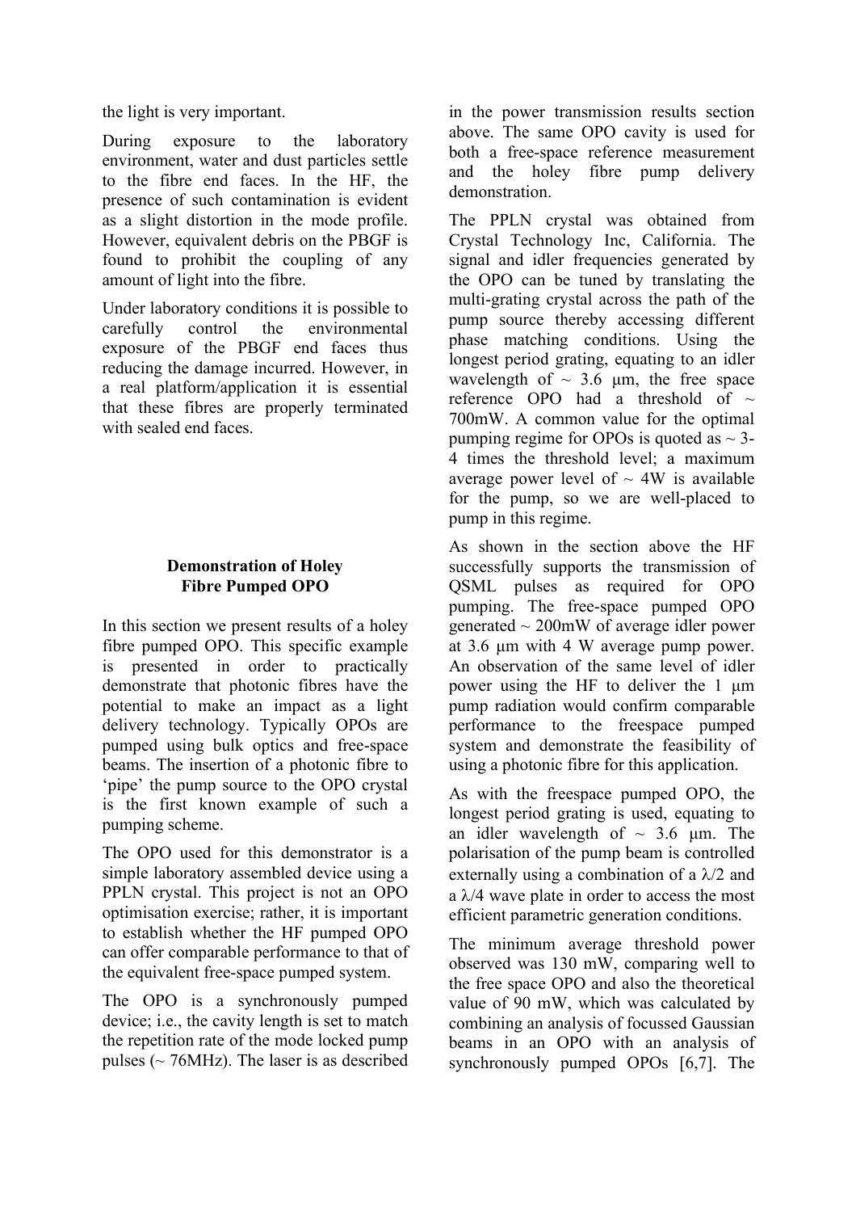the light is very important.

During exposure to the laboratory environment, water and dust particles settle to the fibre end faces. In the HF, the presence of such contamination is evident as a slight distortion in the mode profile. However, equivalent debris on the PBGF is found to prohibit the coupling of any amount of light into the fibre.

Under laboratory conditions it is possible to carefully control the environmental exposure of the PBGF end faces thus reducing the damage incurred. However, in a real platform/application it is essential that these fibres are properly terminated with sealed end faces.

## Demonstration of Holey Fibre Pumped OPO

In this section we present results of a holey fibre pumped OPO. This specific example is presented in order to practically demonstrate that photonic fibres have the potential to make an impact as a light delivery technology. Typically OPOs are pumped using bulk optics and free-space beams. The insertion of a photonic fibre to 'pipe' the pump source to the OPO crystal is the first known example of such a pumping scheme.

The OPO used for this demonstrator is a simple laboratory assembled device using a PPLN crystal. This project is not an OPO optimisation exercise; rather, it is important to establish whether the HF pumped OPO can offer comparable performance to that of the equivalent free-space pumped system.

The OPO is a synchronously pumped device; i.e., the cavity length is set to match the repetition rate of the mode locked pump pulses (~ 76MHz). The laser is as described in the power transmission results section above. The same OPO cavity is used for both a free-space reference measurement and the holey fibre pump delivery demonstration.

The PPLN crystal was obtained from Crystal Technology Inc, California. The signal and idler frequencies generated by the OPO can be tuned by translating the multi-grating crystal across the path of the pump source thereby accessing different phase matching conditions. Using the longest period grating, equating to an idler wavelength of ~ 3.6 μm, the free space reference OPO had a threshold of ~ 700mW. A common value for the optimal pumping regime for OPOs is quoted as ~ 3-4 times the threshold level; a maximum average power level of ~ 4W is available for the pump, so we are well-placed to pump in this regime.

As shown in the section above the HF successfully supports the transmission of QSML pulses as required for OPO pumping. The free-space pumped OPO generated ~ 200mW of average idler power at 3.6 μm with 4 W average pump power. An observation of the same level of idler power using the HF to deliver the 1 μm pump radiation would confirm comparable performance to the freespace pumped system and demonstrate the feasibility of using a photonic fibre for this application.

As with the freespace pumped OPO, the longest period grating is used, equating to an idler wavelength of ~ 3.6 μm. The polarisation of the pump beam is controlled externally using a combination of a $\lambda/2$ and a $\lambda/4$ wave plate in order to access the most efficient parametric generation conditions.

The minimum average threshold power observed was 130 mW, comparing well to the free space OPO and also the theoretical value of 90 mW, which was calculated by combining an analysis of focussed Gaussian beams in an OPO with an analysis of synchronously pumped OPOs [6,7]. The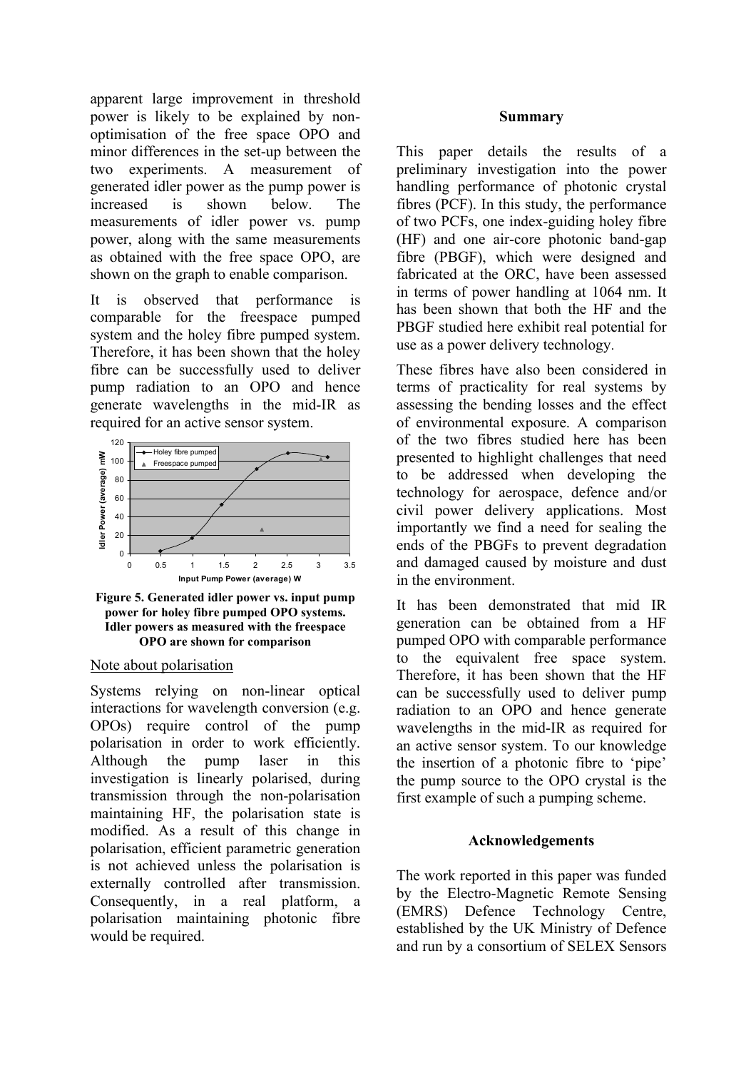apparent large improvement in threshold power is likely to be explained by non-optimisation of the free space OPO and minor differences in the set-up between the two experiments. A measurement of generated idler power as the pump power is increased is shown below. The measurements of idler power vs. pump power, along with the same measurements as obtained with the free space OPO, are shown on the graph to enable comparison.

It is observed that performance is comparable for the freespace pumped system and the holey fibre pumped system. Therefore, it has been shown that the holey fibre can be successfully used to deliver pump radiation to an OPO and hence generate wavelengths in the mid-IR as required for an active sensor system.

**Figure 5. Generated idler power vs. input pump power for holey fibre pumped OPO systems. Idler powers as measured with the freespace OPO are shown for comparison**

Note about polarisation

Systems relying on non-linear optical interactions for wavelength conversion (e.g. OPOs) require control of the pump polarisation in order to work efficiently. Although the pump laser in this investigation is linearly polarised, during transmission through the non-polarisation maintaining HF, the polarisation state is modified. As a result of this change in polarisation, efficient parametric generation is not achieved unless the polarisation is externally controlled after transmission. Consequently, in a real platform, a polarisation maintaining photonic fibre would be required.

## Summary

This paper details the results of a preliminary investigation into the power handling performance of photonic crystal fibres (PCF). In this study, the performance of two PCFs, one index-guiding holey fibre (HF) and one air-core photonic band-gap fibre (PBGF), which were designed and fabricated at the ORC, have been assessed in terms of power handling at 1064 nm. It has been shown that both the HF and the PBGF studied here exhibit real potential for use as a power delivery technology.

These fibres have also been considered in terms of practicality for real systems by assessing the bending losses and the effect of environmental exposure. A comparison of the two fibres studied here has been presented to highlight challenges that need to be addressed when developing the technology for aerospace, defence and/or civil power delivery applications. Most importantly we find a need for sealing the ends of the PBGFs to prevent degradation and damaged caused by moisture and dust in the environment.

It has been demonstrated that mid IR generation can be obtained from a HF pumped OPO with comparable performance to the equivalent free space system. Therefore, it has been shown that the HF can be successfully used to deliver pump radiation to an OPO and hence generate wavelengths in the mid-IR as required for an active sensor system. To our knowledge the insertion of a photonic fibre to 'pipe' the pump source to the OPO crystal is the first example of such a pumping scheme.

## Acknowledgements

The work reported in this paper was funded by the Electro-Magnetic Remote Sensing (EMRS) Defence Technology Centre, established by the UK Ministry of Defence and run by a consortium of SELEX Sensors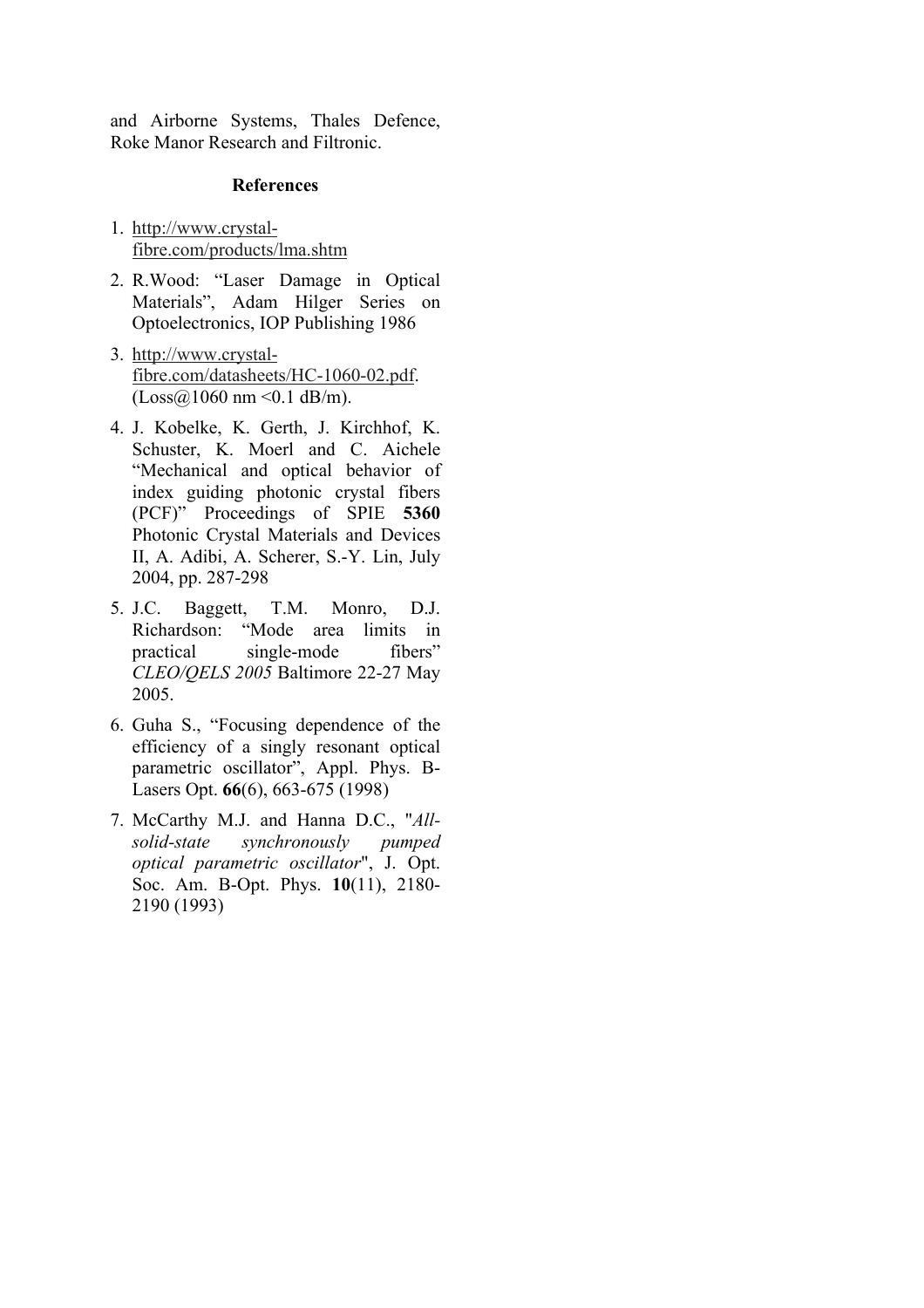and Airborne Systems, Thales Defence, Roke Manor Research and Filtronic.

## References

1. http://www.crystal-fibre.com/products/lma.shtm
2. R.Wood: "Laser Damage in Optical Materials", Adam Hilger Series on Optoelectronics, IOP Publishing 1986
3. http://www.crystal-fibre.com/datasheets/HC-1060-02.pdf. (Loss@1060 nm <0.1 dB/m).
4. J. Kobelke, K. Gerth, J. Kirchhof, K. Schuster, K. Moerl and C. Aichele "Mechanical and optical behavior of index guiding photonic crystal fibers (PCF)" Proceedings of SPIE **5360** Photonic Crystal Materials and Devices II, A. Adibi, A. Scherer, S.-Y. Lin, July 2004, pp. 287-298
5. J.C. Baggett, T.M. Monro, D.J. Richardson: "Mode area limits in practical single-mode fibers" *CLEO/QELS 2005* Baltimore 22-27 May 2005.
6. Guha S., "Focusing dependence of the efficiency of a singly resonant optical parametric oscillator", Appl. Phys. B-Lasers Opt. **66**(6), 663-675 (1998)
7. McCarthy M.J. and Hanna D.C., "*All-solid-state synchronously pumped optical parametric oscillator*", J. Opt. Soc. Am. B-Opt. Phys. **10**(11), 2180-2190 (1993)